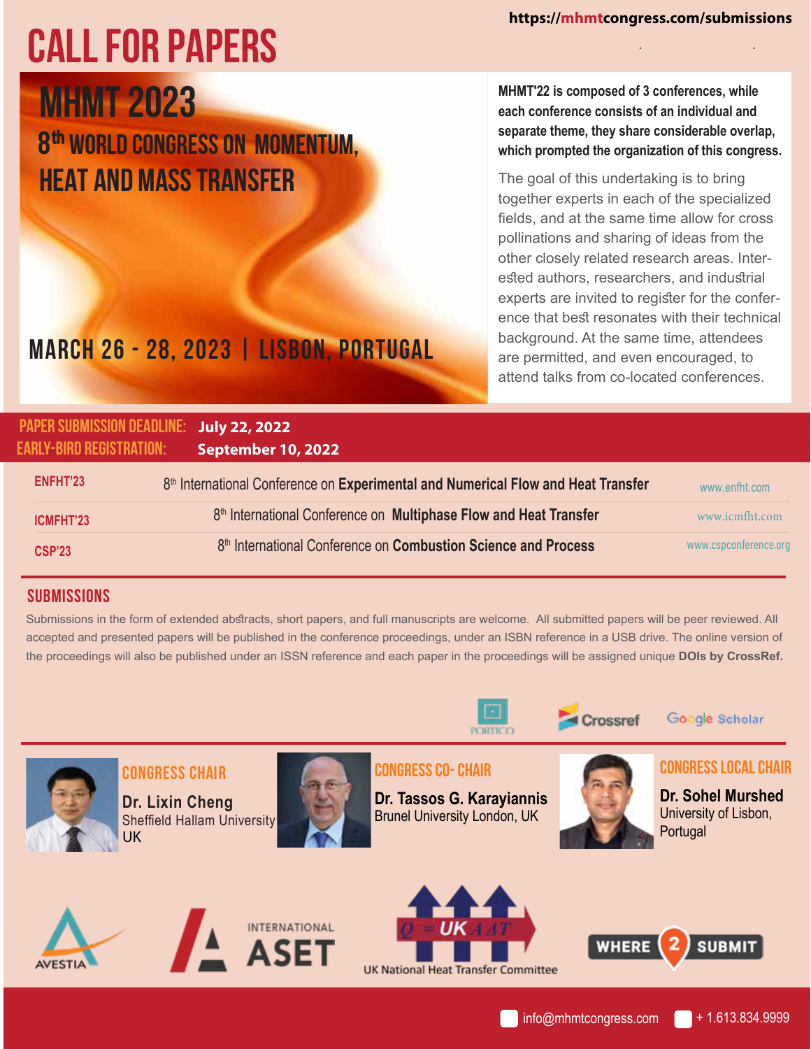https://mhmtcongress.com/submissions

# CALL FOR PAPERS

## MHMT 2023

## 8th WORLD CONGRESS ON MOMENTUM, HEAT AND MASS TRANSFER

**MARCH 26 - 28, 2023 | LISBON, PORTUGAL**

**MHMT'22 is composed of 3 conferences, while each conference consists of an individual and separate theme, they share considerable overlap, which prompted the organization of this congress.**

The goal of this undertaking is to bring together experts in each of the specialized fields, and at the same time allow for cross pollinations and sharing of ideas from the other closely related research areas. Interested authors, researchers, and industrial experts are invited to register for the conference that best resonates with their technical background. At the same time, attendees are permitted, and even encouraged, to attend talks from co-located conferences.

**PAPER SUBMISSION DEADLINE:** July 22, 2022
**EARLY-BIRD REGISTRATION:** September 10, 2022

| | | |
|---|---|---|
| ENFHT'23 | 8th International Conference on **Experimental and Numerical Flow and Heat Transfer** | www.enfht.com |
| ICMFHT'23 | 8th International Conference on **Multiphase Flow and Heat Transfer** | www.icmfht.com |
| CSP'23 | 8th International Conference on **Combustion Science and Process** | www.cspconference.org |

## SUBMISSIONS

Submissions in the form of extended abstracts, short papers, and full manuscripts are welcome. All submitted papers will be peer reviewed. All accepted and presented papers will be published in the conference proceedings, under an ISBN reference in a USB drive. The online version of the proceedings will also be published under an ISSN reference and each paper in the proceedings will be assigned unique **DOIs by CrossRef.**

PORTICO | Crossref | Google Scholar

**CONGRESS CHAIR**
**Dr. Lixin Cheng**
Sheffield Hallam University
UK

**CONGRESS CO- CHAIR**
**Dr. Tassos G. Karayiannis**
Brunel University London, UK

**CONGRESS LOCAL CHAIR**
**Dr. Sohel Murshed**
University of Lisbon,
Portugal

AVESTIA | INTERNATIONAL ASET | UK National Heat Transfer Committee | WHERE 2 SUBMIT

info@mhmtcongress.com | + 1.613.834.9999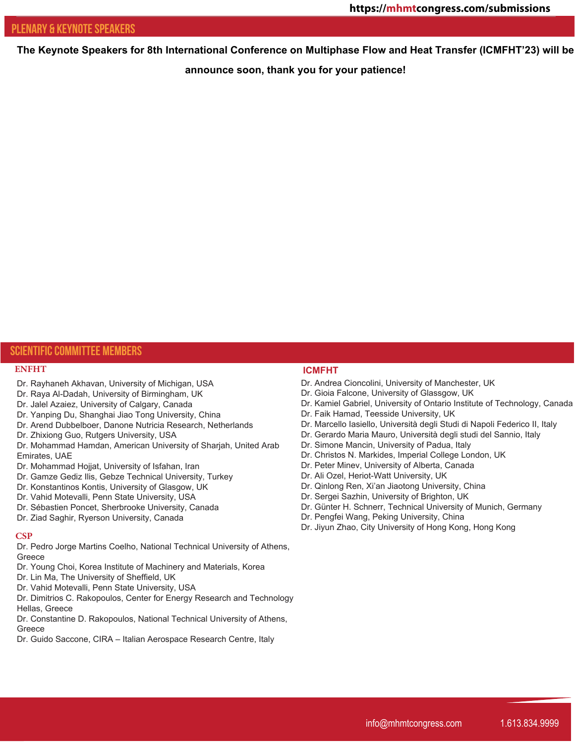## PLENARY & KEYNOTE SPEAKERS

**The Keynote Speakers for 8th International Conference on Multiphase Flow and Heat Transfer (ICMFHT'23) will be announce soon, thank you for your patience!**

## SCIENTIFIC COMMITTEE MEMBERS

### ENFHT

Dr. Rayhaneh Akhavan, University of Michigan, USA
Dr. Raya Al-Dadah, University of Birmingham, UK
Dr. Jalel Azaiez, University of Calgary, Canada
Dr. Yanping Du, Shanghai Jiao Tong University, China
Dr. Arend Dubbelboer, Danone Nutricia Research, Netherlands
Dr. Zhixiong Guo, Rutgers University, USA
Dr. Mohammad Hamdan, American University of Sharjah, United Arab Emirates, UAE
Dr. Mohammad Hojjat, University of Isfahan, Iran
Dr. Gamze Gediz Ilis, Gebze Technical University, Turkey
Dr. Konstantinos Kontis, University of Glasgow, UK
Dr. Vahid Motevalli, Penn State University, USA
Dr. Sébastien Poncet, Sherbrooke University, Canada
Dr. Ziad Saghir, Ryerson University, Canada

### CSP

Dr. Pedro Jorge Martins Coelho, National Technical University of Athens, Greece
Dr. Young Choi, Korea Institute of Machinery and Materials, Korea
Dr. Lin Ma, The University of Sheffield, UK
Dr. Vahid Motevalli, Penn State University, USA
Dr. Dimitrios C. Rakopoulos, Center for Energy Research and Technology Hellas, Greece
Dr. Constantine D. Rakopoulos, National Technical University of Athens, Greece
Dr. Guido Saccone, CIRA – Italian Aerospace Research Centre, Italy

### ICMFHT

Dr. Andrea Cioncolini, University of Manchester, UK
Dr. Gioia Falcone, University of Glassgow, UK
Dr. Kamiel Gabriel, University of Ontario Institute of Technology, Canada
Dr. Faik Hamad, Teesside University, UK
Dr. Marcello Iasiello, Università degli Studi di Napoli Federico II, Italy
Dr. Gerardo Maria Mauro, Università degli studi del Sannio, Italy
Dr. Simone Mancin, University of Padua, Italy
Dr. Christos N. Markides, Imperial College London, UK
Dr. Peter Minev, University of Alberta, Canada
Dr. Ali Ozel, Heriot-Watt University, UK
Dr. Qinlong Ren, Xi'an Jiaotong University, China
Dr. Sergei Sazhin, University of Brighton, UK
Dr. Günter H. Schnerr, Technical University of Munich, Germany
Dr. Pengfei Wang, Peking University, China
Dr. Jiyun Zhao, City University of Hong Kong, Hong Kong